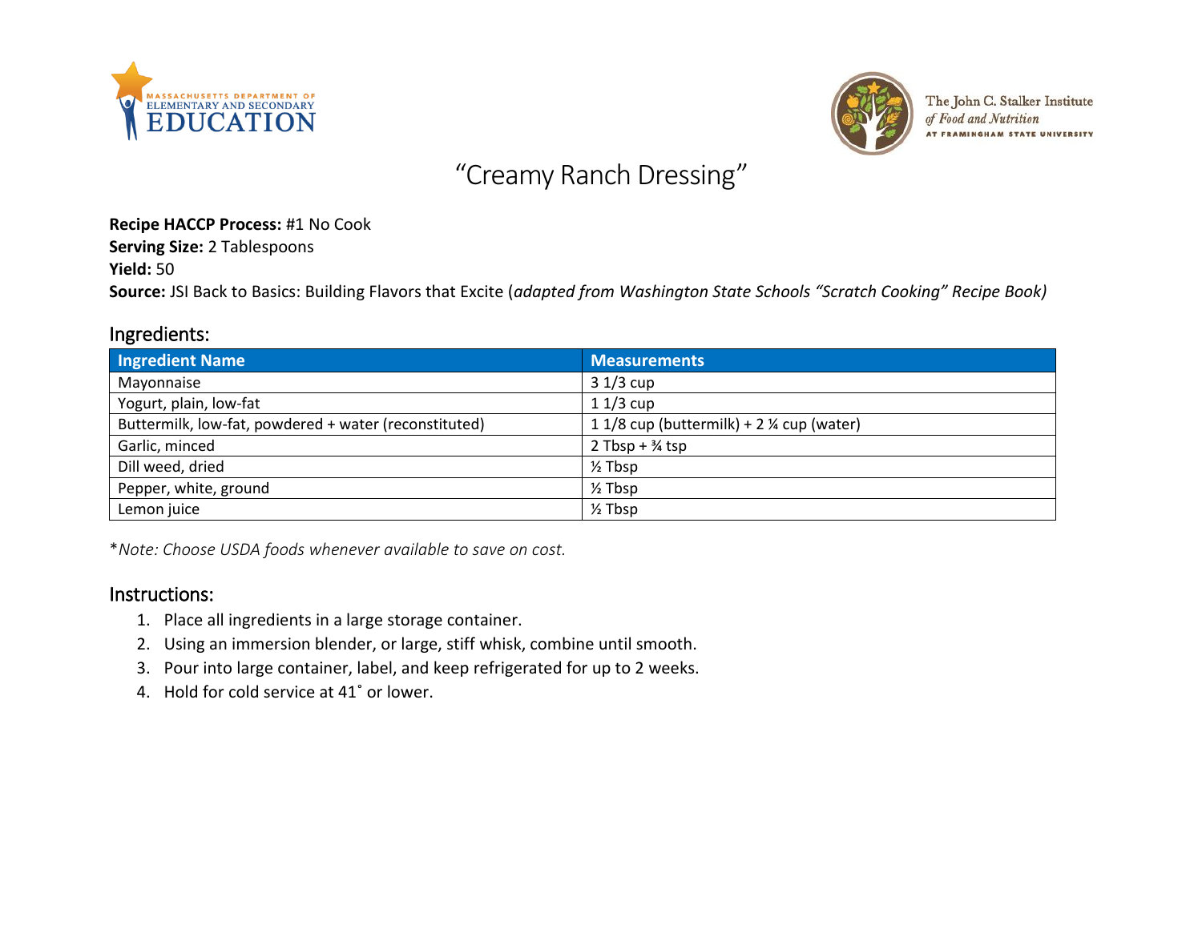# "Creamy Ranch Dressing"

**Recipe HACCP Process:** #1 No Cook
**Serving Size:** 2 Tablespoons
**Yield:** 50
**Source:** JSI Back to Basics: Building Flavors that Excite (*adapted from Washington State Schools "Scratch Cooking" Recipe Book)*

## Ingredients:

| Ingredient Name | Measurements |
|---|---|
| Mayonnaise | 3 1/3 cup |
| Yogurt, plain, low-fat | 1 1/3 cup |
| Buttermilk, low-fat, powdered + water (reconstituted) | 1 1/8 cup (buttermilk) + 2 ¼ cup (water) |
| Garlic, minced | 2 Tbsp + ¾ tsp |
| Dill weed, dried | ½ Tbsp |
| Pepper, white, ground | ½ Tbsp |
| Lemon juice | ½ Tbsp |

**Note: Choose USDA foods whenever available to save on cost.*

## Instructions:

1. Place all ingredients in a large storage container.
2. Using an immersion blender, or large, stiff whisk, combine until smooth.
3. Pour into large container, label, and keep refrigerated for up to 2 weeks.
4. Hold for cold service at 41˚ or lower.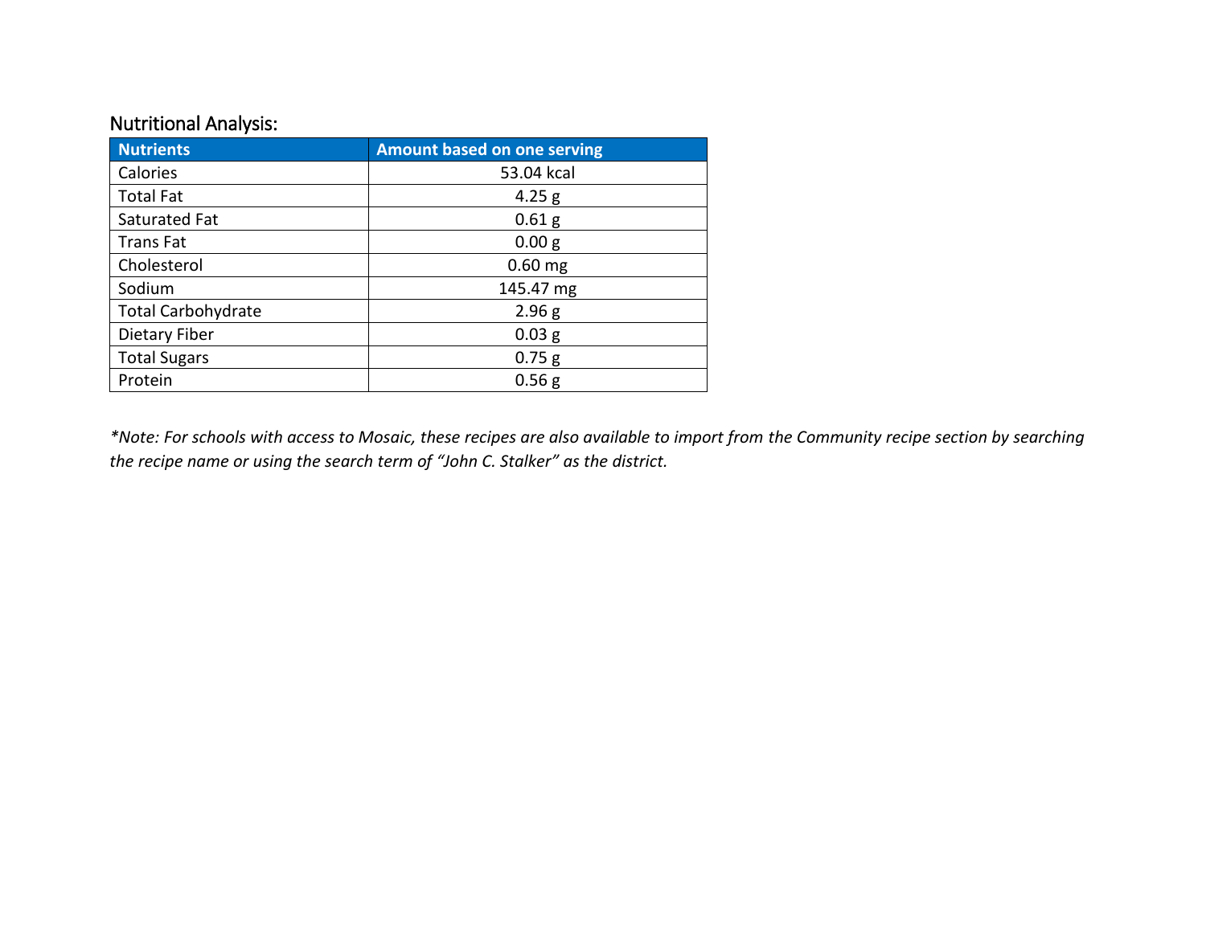## Nutritional Analysis:

| Nutrients | Amount based on one serving |
|---|---|
| Calories | 53.04 kcal |
| Total Fat | 4.25 g |
| Saturated Fat | 0.61 g |
| Trans Fat | 0.00 g |
| Cholesterol | 0.60 mg |
| Sodium | 145.47 mg |
| Total Carbohydrate | 2.96 g |
| Dietary Fiber | 0.03 g |
| Total Sugars | 0.75 g |
| Protein | 0.56 g |

*\*Note: For schools with access to Mosaic, these recipes are also available to import from the Community recipe section by searching the recipe name or using the search term of "John C. Stalker" as the district.*